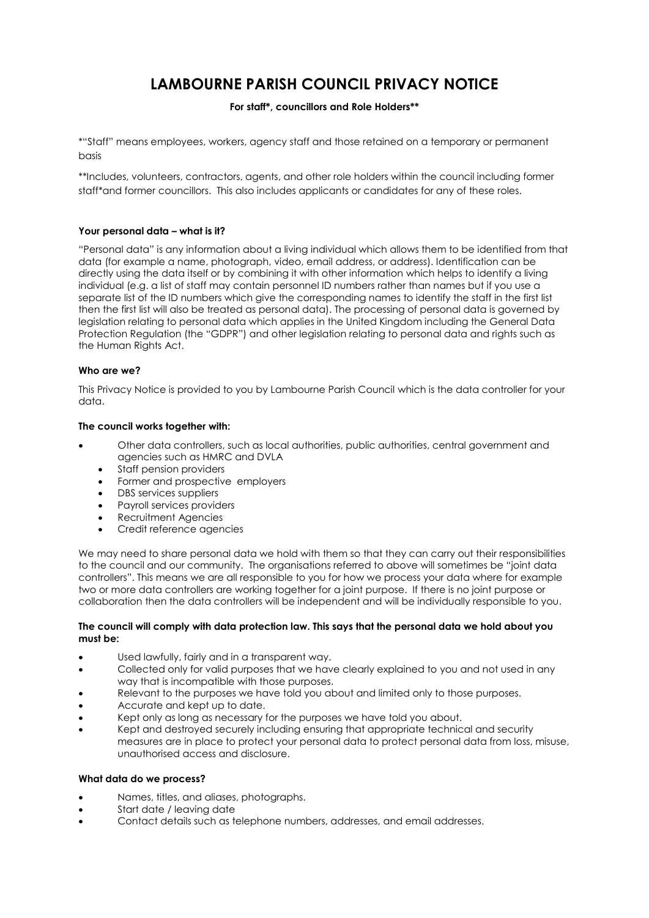# LAMBOURNE PARISH COUNCIL PRIVACY NOTICE

**For staff*, councillors and Role Holders****

*"Staff" means employees, workers, agency staff and those retained on a temporary or permanent basis

**Includes, volunteers, contractors, agents, and other role holders within the council including former staff*and former councillors. This also includes applicants or candidates for any of these roles.

### Your personal data – what is it?

"Personal data" is any information about a living individual which allows them to be identified from that data (for example a name, photograph, video, email address, or address). Identification can be directly using the data itself or by combining it with other information which helps to identify a living individual (e.g. a list of staff may contain personnel ID numbers rather than names but if you use a separate list of the ID numbers which give the corresponding names to identify the staff in the first list then the first list will also be treated as personal data). The processing of personal data is governed by legislation relating to personal data which applies in the United Kingdom including the General Data Protection Regulation (the "GDPR") and other legislation relating to personal data and rights such as the Human Rights Act.

### Who are we?

This Privacy Notice is provided to you by Lambourne Parish Council which is the data controller for your data.

### The council works together with:

- Other data controllers, such as local authorities, public authorities, central government and agencies such as HMRC and DVLA
  - Staff pension providers
  - Former and prospective employers
  - DBS services suppliers
  - Payroll services providers
  - Recruitment Agencies
  - Credit reference agencies

We may need to share personal data we hold with them so that they can carry out their responsibilities to the council and our community. The organisations referred to above will sometimes be "joint data controllers". This means we are all responsible to you for how we process your data where for example two or more data controllers are working together for a joint purpose. If there is no joint purpose or collaboration then the data controllers will be independent and will be individually responsible to you.

**The council will comply with data protection law. This says that the personal data we hold about you must be:**

- Used lawfully, fairly and in a transparent way.
- Collected only for valid purposes that we have clearly explained to you and not used in any way that is incompatible with those purposes.
- Relevant to the purposes we have told you about and limited only to those purposes.
- Accurate and kept up to date.
- Kept only as long as necessary for the purposes we have told you about.
- Kept and destroyed securely including ensuring that appropriate technical and security measures are in place to protect your personal data to protect personal data from loss, misuse, unauthorised access and disclosure.

### What data do we process?

- Names, titles, and aliases, photographs.
- Start date / leaving date
- Contact details such as telephone numbers, addresses, and email addresses.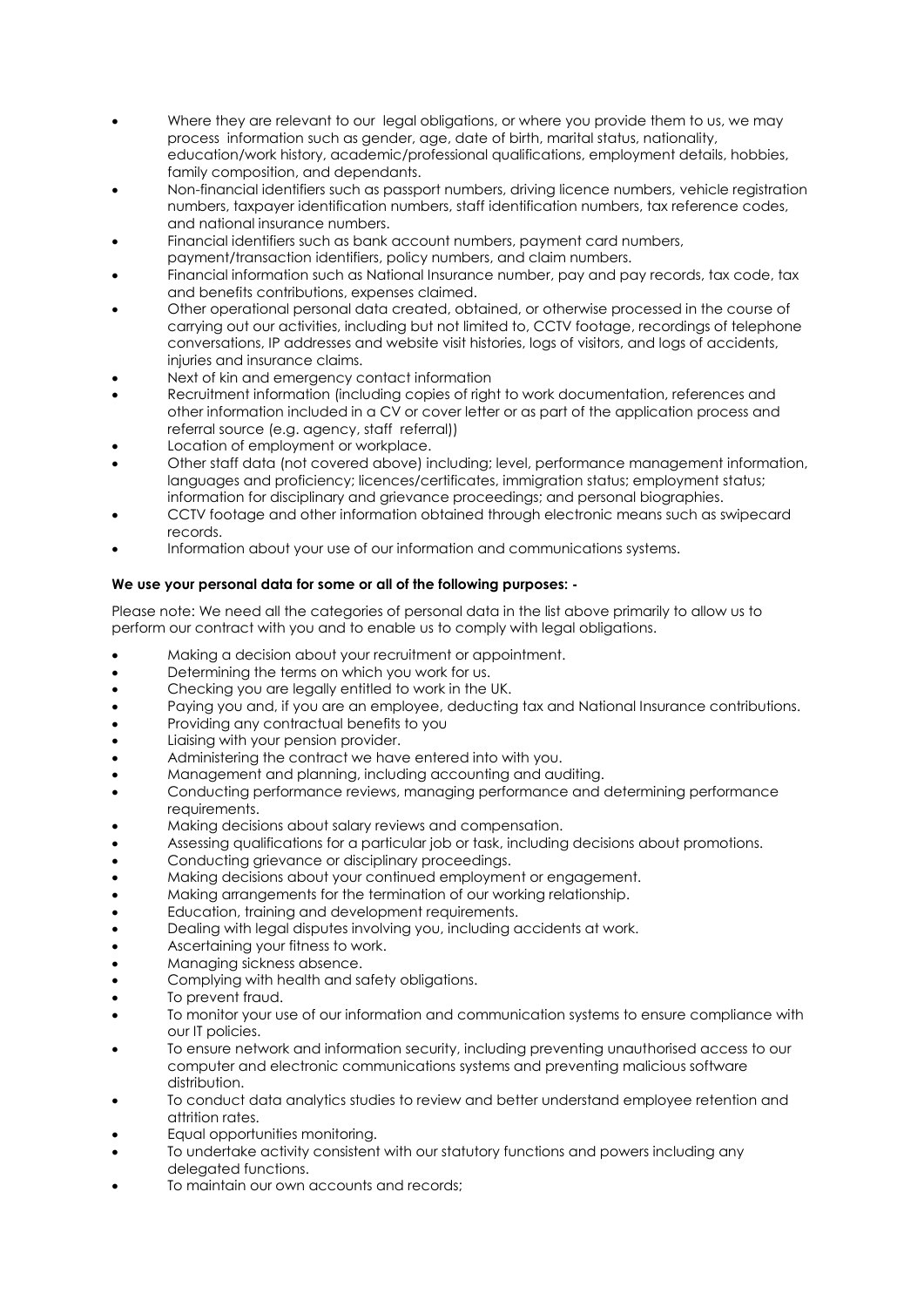- Where they are relevant to our legal obligations, or where you provide them to us, we may process information such as gender, age, date of birth, marital status, nationality, education/work history, academic/professional qualifications, employment details, hobbies, family composition, and dependants.
- Non-financial identifiers such as passport numbers, driving licence numbers, vehicle registration numbers, taxpayer identification numbers, staff identification numbers, tax reference codes, and national insurance numbers.
- Financial identifiers such as bank account numbers, payment card numbers, payment/transaction identifiers, policy numbers, and claim numbers.
- Financial information such as National Insurance number, pay and pay records, tax code, tax and benefits contributions, expenses claimed.
- Other operational personal data created, obtained, or otherwise processed in the course of carrying out our activities, including but not limited to, CCTV footage, recordings of telephone conversations, IP addresses and website visit histories, logs of visitors, and logs of accidents, injuries and insurance claims.
- Next of kin and emergency contact information
- Recruitment information (including copies of right to work documentation, references and other information included in a CV or cover letter or as part of the application process and referral source (e.g. agency, staff referral))
- Location of employment or workplace.
- Other staff data (not covered above) including; level, performance management information, languages and proficiency; licences/certificates, immigration status; employment status; information for disciplinary and grievance proceedings; and personal biographies.
- CCTV footage and other information obtained through electronic means such as swipecard records.
- Information about your use of our information and communications systems.

**We use your personal data for some or all of the following purposes: -**

Please note: We need all the categories of personal data in the list above primarily to allow us to perform our contract with you and to enable us to comply with legal obligations.

- Making a decision about your recruitment or appointment.
- Determining the terms on which you work for us.
- Checking you are legally entitled to work in the UK.
- Paying you and, if you are an employee, deducting tax and National Insurance contributions.
- Providing any contractual benefits to you
- Liaising with your pension provider.
- Administering the contract we have entered into with you.
- Management and planning, including accounting and auditing.
- Conducting performance reviews, managing performance and determining performance requirements.
- Making decisions about salary reviews and compensation.
- Assessing qualifications for a particular job or task, including decisions about promotions.
- Conducting grievance or disciplinary proceedings.
- Making decisions about your continued employment or engagement.
- Making arrangements for the termination of our working relationship.
- Education, training and development requirements.
- Dealing with legal disputes involving you, including accidents at work.
- Ascertaining your fitness to work.
- Managing sickness absence.
- Complying with health and safety obligations.
- To prevent fraud.
- To monitor your use of our information and communication systems to ensure compliance with our IT policies.
- To ensure network and information security, including preventing unauthorised access to our computer and electronic communications systems and preventing malicious software distribution.
- To conduct data analytics studies to review and better understand employee retention and attrition rates.
- Equal opportunities monitoring.
- To undertake activity consistent with our statutory functions and powers including any delegated functions.
- To maintain our own accounts and records;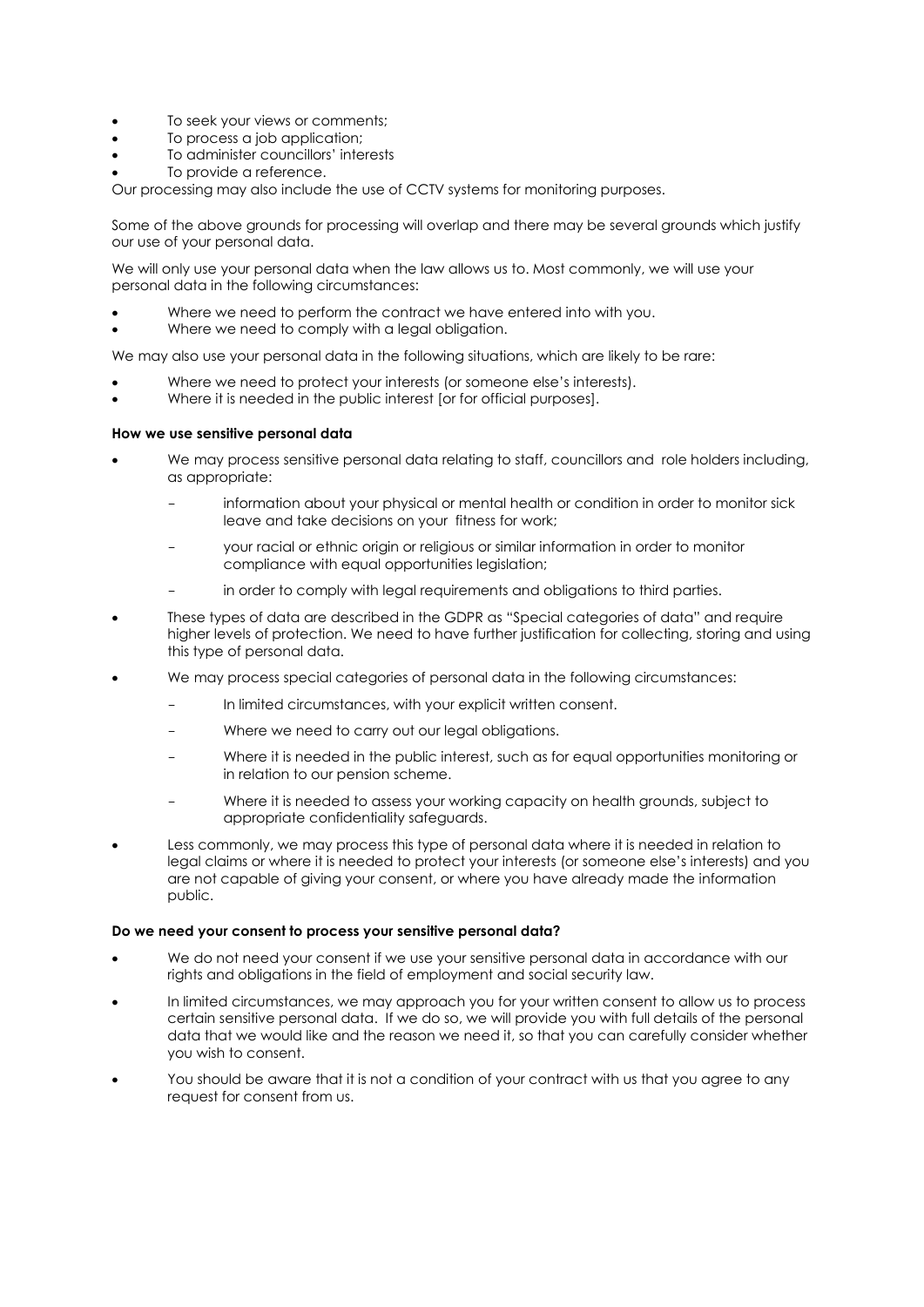- To seek your views or comments;
- To process a job application;
- To administer councillors' interests
- To provide a reference.

Our processing may also include the use of CCTV systems for monitoring purposes.

Some of the above grounds for processing will overlap and there may be several grounds which justify our use of your personal data.

We will only use your personal data when the law allows us to. Most commonly, we will use your personal data in the following circumstances:

- Where we need to perform the contract we have entered into with you.
- Where we need to comply with a legal obligation.

We may also use your personal data in the following situations, which are likely to be rare:

- Where we need to protect your interests (or someone else's interests).
- Where it is needed in the public interest [or for official purposes].

**How we use sensitive personal data**

- We may process sensitive personal data relating to staff, councillors and role holders including, as appropriate:
  - information about your physical or mental health or condition in order to monitor sick leave and take decisions on your fitness for work;
  - your racial or ethnic origin or religious or similar information in order to monitor compliance with equal opportunities legislation;
  - in order to comply with legal requirements and obligations to third parties.
- These types of data are described in the GDPR as "Special categories of data" and require higher levels of protection. We need to have further justification for collecting, storing and using this type of personal data.
- We may process special categories of personal data in the following circumstances:
  - In limited circumstances, with your explicit written consent.
  - Where we need to carry out our legal obligations.
  - Where it is needed in the public interest, such as for equal opportunities monitoring or in relation to our pension scheme.
  - Where it is needed to assess your working capacity on health grounds, subject to appropriate confidentiality safeguards.
- Less commonly, we may process this type of personal data where it is needed in relation to legal claims or where it is needed to protect your interests (or someone else's interests) and you are not capable of giving your consent, or where you have already made the information public.

**Do we need your consent to process your sensitive personal data?**

- We do not need your consent if we use your sensitive personal data in accordance with our rights and obligations in the field of employment and social security law.
- In limited circumstances, we may approach you for your written consent to allow us to process certain sensitive personal data. If we do so, we will provide you with full details of the personal data that we would like and the reason we need it, so that you can carefully consider whether you wish to consent.
- You should be aware that it is not a condition of your contract with us that you agree to any request for consent from us.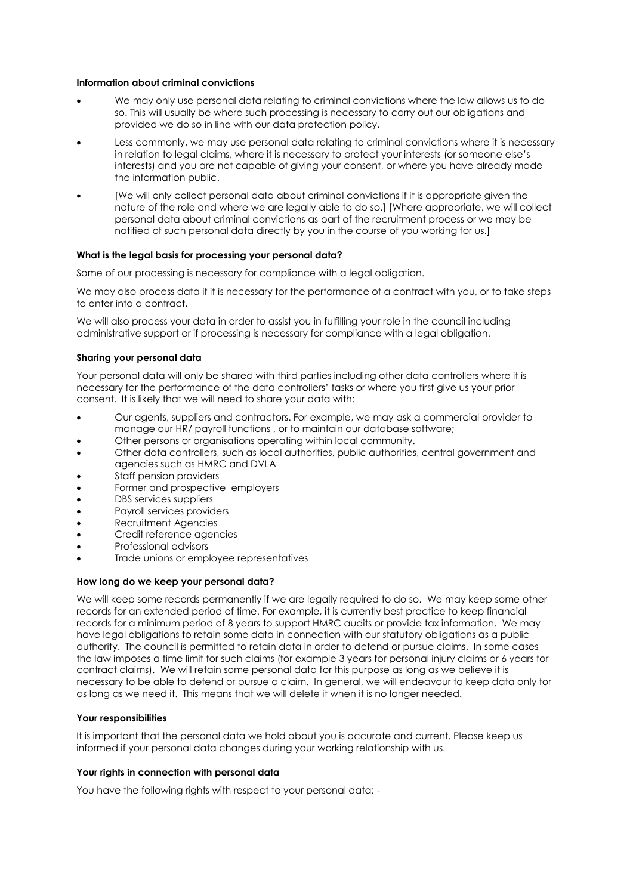**Information about criminal convictions**

- We may only use personal data relating to criminal convictions where the law allows us to do so. This will usually be where such processing is necessary to carry out our obligations and provided we do so in line with our data protection policy.
- Less commonly, we may use personal data relating to criminal convictions where it is necessary in relation to legal claims, where it is necessary to protect your interests (or someone else's interests) and you are not capable of giving your consent, or where you have already made the information public.
- [We will only collect personal data about criminal convictions if it is appropriate given the nature of the role and where we are legally able to do so.] [Where appropriate, we will collect personal data about criminal convictions as part of the recruitment process or we may be notified of such personal data directly by you in the course of you working for us.]

**What is the legal basis for processing your personal data?**

Some of our processing is necessary for compliance with a legal obligation.

We may also process data if it is necessary for the performance of a contract with you, or to take steps to enter into a contract.

We will also process your data in order to assist you in fulfilling your role in the council including administrative support or if processing is necessary for compliance with a legal obligation.

**Sharing your personal data**

Your personal data will only be shared with third parties including other data controllers where it is necessary for the performance of the data controllers' tasks or where you first give us your prior consent. It is likely that we will need to share your data with:

- Our agents, suppliers and contractors. For example, we may ask a commercial provider to manage our HR/ payroll functions , or to maintain our database software;
- Other persons or organisations operating within local community.
- Other data controllers, such as local authorities, public authorities, central government and agencies such as HMRC and DVLA
- Staff pension providers
- Former and prospective employers
- DBS services suppliers
- Payroll services providers
- Recruitment Agencies
- Credit reference agencies
- Professional advisors
- Trade unions or employee representatives

**How long do we keep your personal data?**

We will keep some records permanently if we are legally required to do so. We may keep some other records for an extended period of time. For example, it is currently best practice to keep financial records for a minimum period of 8 years to support HMRC audits or provide tax information. We may have legal obligations to retain some data in connection with our statutory obligations as a public authority. The council is permitted to retain data in order to defend or pursue claims. In some cases the law imposes a time limit for such claims (for example 3 years for personal injury claims or 6 years for contract claims). We will retain some personal data for this purpose as long as we believe it is necessary to be able to defend or pursue a claim. In general, we will endeavour to keep data only for as long as we need it. This means that we will delete it when it is no longer needed.

**Your responsibilities**

It is important that the personal data we hold about you is accurate and current. Please keep us informed if your personal data changes during your working relationship with us.

**Your rights in connection with personal data**

You have the following rights with respect to your personal data: -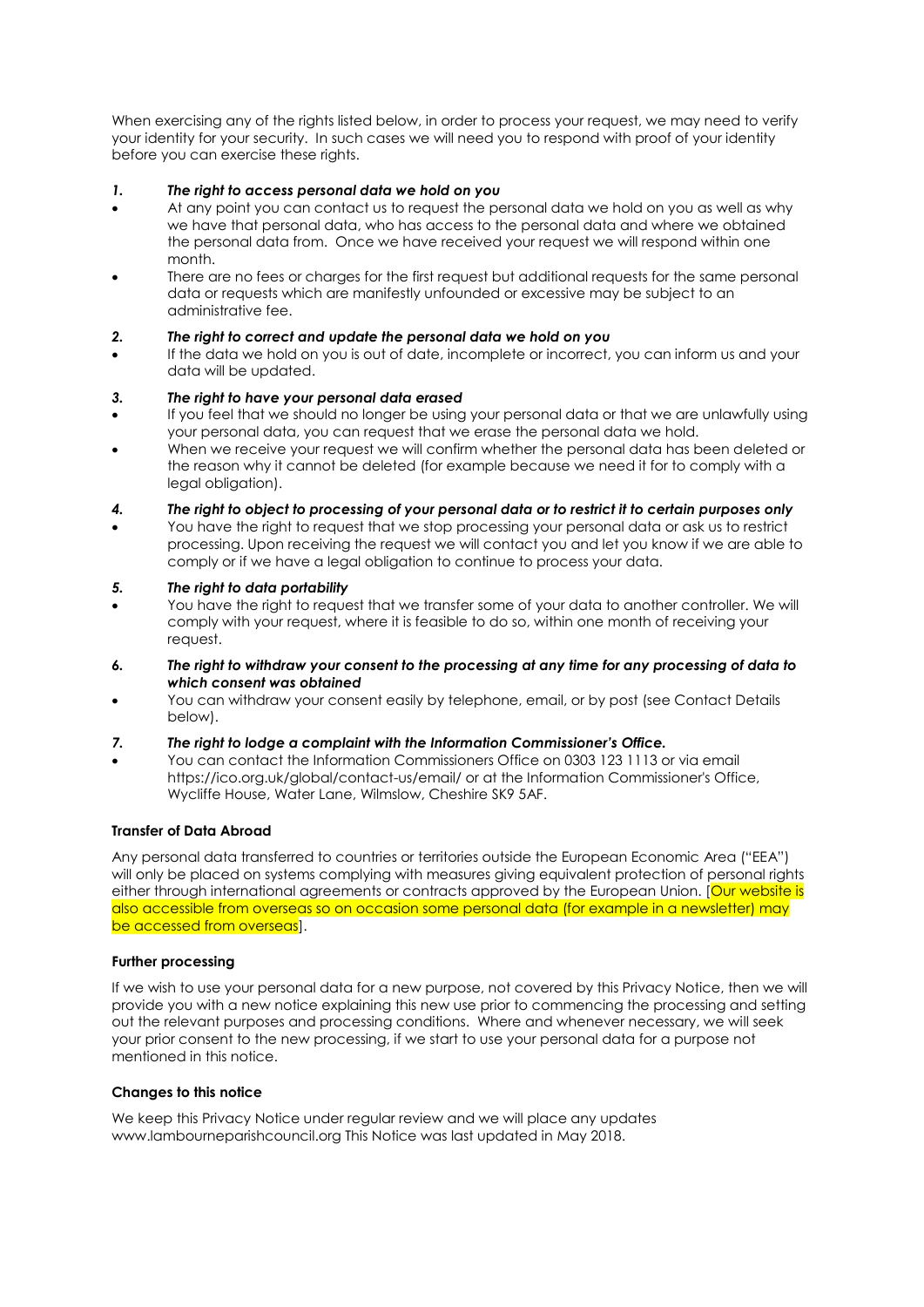When exercising any of the rights listed below, in order to process your request, we may need to verify your identity for your security. In such cases we will need you to respond with proof of your identity before you can exercise these rights.

***1. The right to access personal data we hold on you***

- At any point you can contact us to request the personal data we hold on you as well as why we have that personal data, who has access to the personal data and where we obtained the personal data from. Once we have received your request we will respond within one month.
- There are no fees or charges for the first request but additional requests for the same personal data or requests which are manifestly unfounded or excessive may be subject to an administrative fee.

***2. The right to correct and update the personal data we hold on you***

- If the data we hold on you is out of date, incomplete or incorrect, you can inform us and your data will be updated.

***3. The right to have your personal data erased***

- If you feel that we should no longer be using your personal data or that we are unlawfully using your personal data, you can request that we erase the personal data we hold.
- When we receive your request we will confirm whether the personal data has been deleted or the reason why it cannot be deleted (for example because we need it for to comply with a legal obligation).

***4. The right to object to processing of your personal data or to restrict it to certain purposes only***

- You have the right to request that we stop processing your personal data or ask us to restrict processing. Upon receiving the request we will contact you and let you know if we are able to comply or if we have a legal obligation to continue to process your data.

***5. The right to data portability***

- You have the right to request that we transfer some of your data to another controller. We will comply with your request, where it is feasible to do so, within one month of receiving your request.

***6. The right to withdraw your consent to the processing at any time for any processing of data to which consent was obtained***

- You can withdraw your consent easily by telephone, email, or by post (see Contact Details below).

***7. The right to lodge a complaint with the Information Commissioner's Office.***

- You can contact the Information Commissioners Office on 0303 123 1113 or via email https://ico.org.uk/global/contact-us/email/ or at the Information Commissioner's Office, Wycliffe House, Water Lane, Wilmslow, Cheshire SK9 5AF.

**Transfer of Data Abroad**

Any personal data transferred to countries or territories outside the European Economic Area ("EEA") will only be placed on systems complying with measures giving equivalent protection of personal rights either through international agreements or contracts approved by the European Union. [Our website is also accessible from overseas so on occasion some personal data (for example in a newsletter) may be accessed from overseas].

**Further processing**

If we wish to use your personal data for a new purpose, not covered by this Privacy Notice, then we will provide you with a new notice explaining this new use prior to commencing the processing and setting out the relevant purposes and processing conditions. Where and whenever necessary, we will seek your prior consent to the new processing, if we start to use your personal data for a purpose not mentioned in this notice.

**Changes to this notice**

We keep this Privacy Notice under regular review and we will place any updates www.lambourneparishcouncil.org This Notice was last updated in May 2018.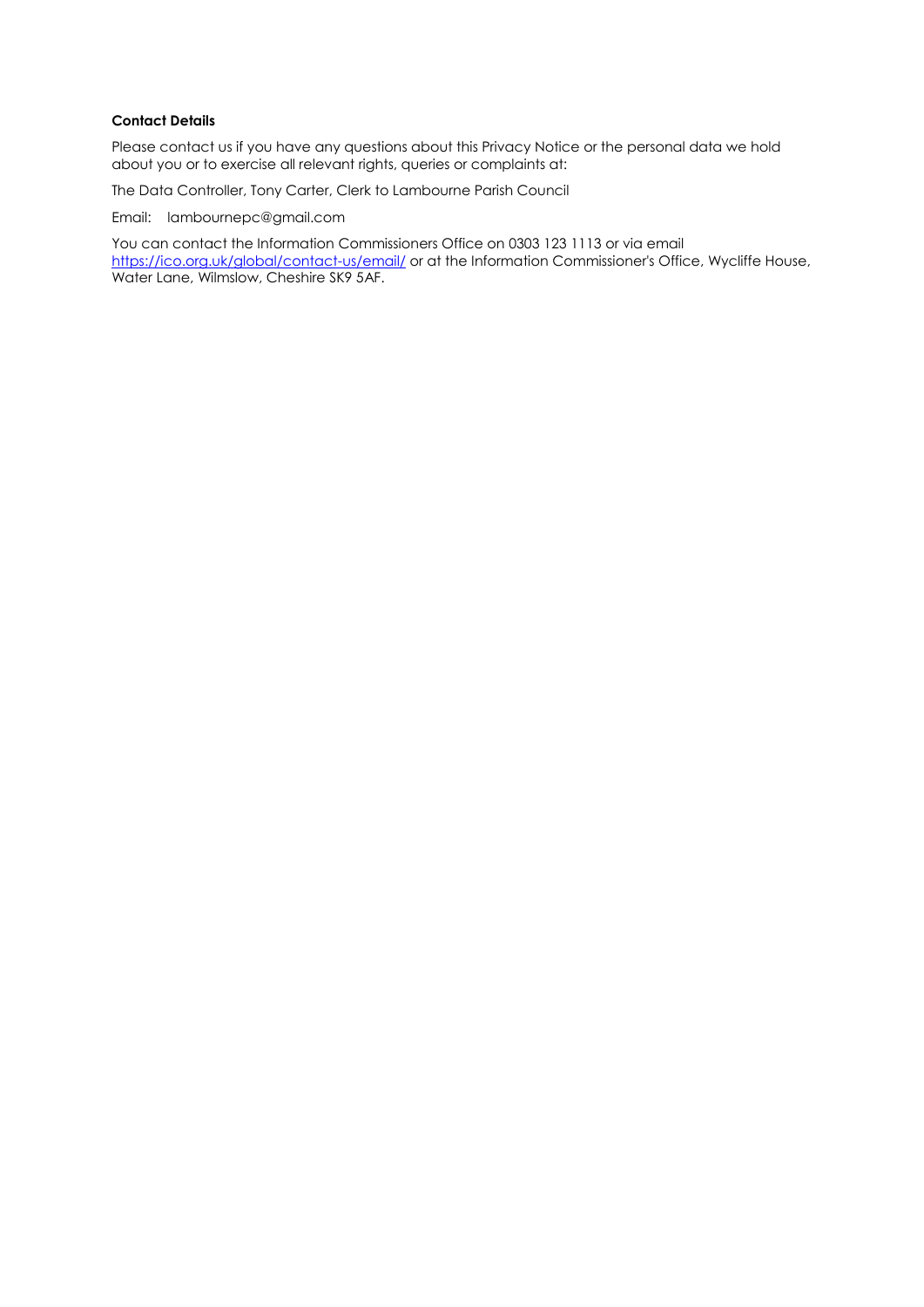**Contact Details**

Please contact us if you have any questions about this Privacy Notice or the personal data we hold about you or to exercise all relevant rights, queries or complaints at:

The Data Controller, Tony Carter, Clerk to Lambourne Parish Council

Email: lambournepc@gmail.com

You can contact the Information Commissioners Office on 0303 123 1113 or via email https://ico.org.uk/global/contact-us/email/ or at the Information Commissioner's Office, Wycliffe House, Water Lane, Wilmslow, Cheshire SK9 5AF.